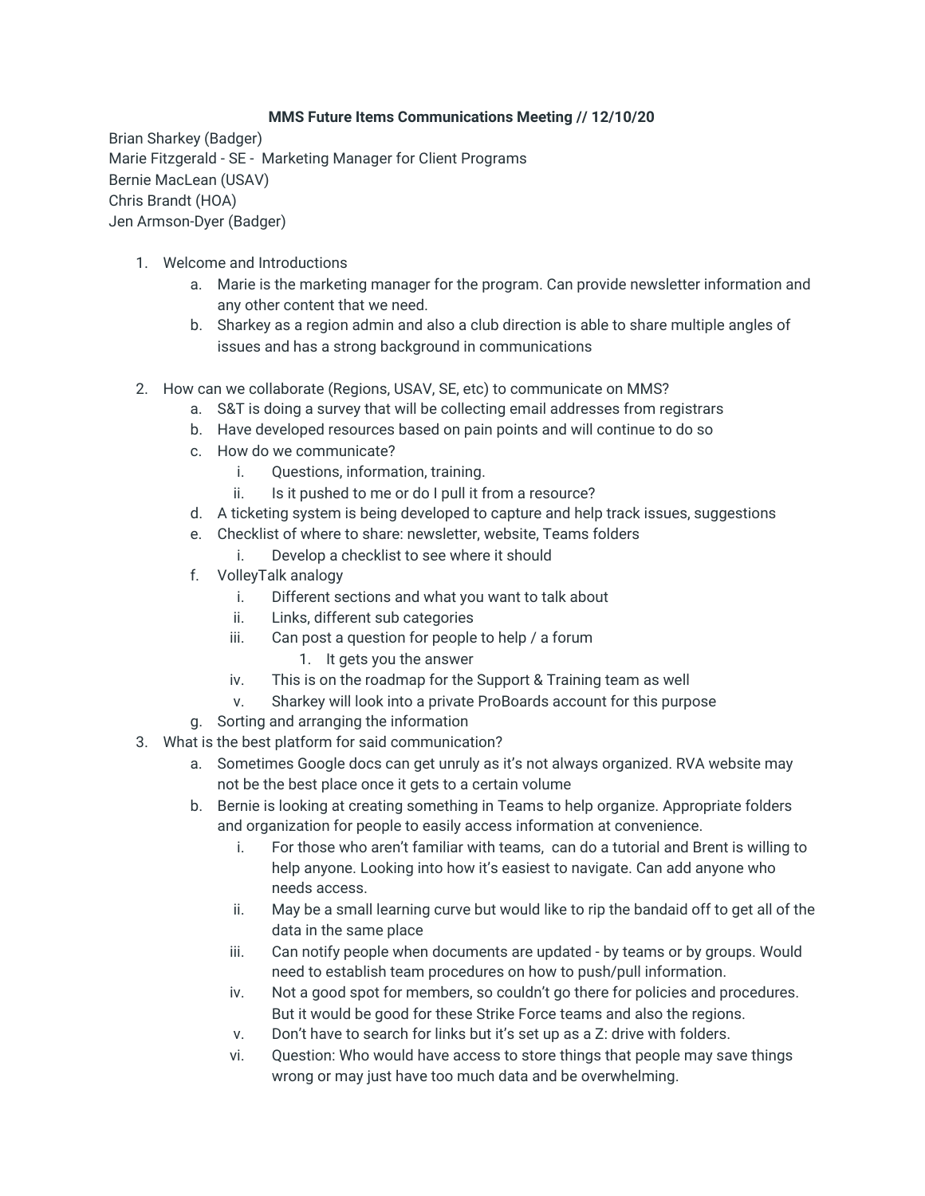**MMS Future Items Communications Meeting // 12/10/20**

Brian Sharkey (Badger)
Marie Fitzgerald - SE - Marketing Manager for Client Programs
Bernie MacLean (USAV)
Chris Brandt (HOA)
Jen Armson-Dyer (Badger)

1. Welcome and Introductions
    a. Marie is the marketing manager for the program. Can provide newsletter information and any other content that we need.
    b. Sharkey as a region admin and also a club direction is able to share multiple angles of issues and has a strong background in communications

2. How can we collaborate (Regions, USAV, SE, etc) to communicate on MMS?
    a. S&T is doing a survey that will be collecting email addresses from registrars
    b. Have developed resources based on pain points and will continue to do so
    c. How do we communicate?
        i. Questions, information, training.
        ii. Is it pushed to me or do I pull it from a resource?
    d. A ticketing system is being developed to capture and help track issues, suggestions
    e. Checklist of where to share: newsletter, website, Teams folders
        i. Develop a checklist to see where it should
    f. VolleyTalk analogy
        i. Different sections and what you want to talk about
        ii. Links, different sub categories
        iii. Can post a question for people to help / a forum
            1. It gets you the answer
        iv. This is on the roadmap for the Support & Training team as well
        v. Sharkey will look into a private ProBoards account for this purpose
    g. Sorting and arranging the information
3. What is the best platform for said communication?
    a. Sometimes Google docs can get unruly as it's not always organized. RVA website may not be the best place once it gets to a certain volume
    b. Bernie is looking at creating something in Teams to help organize. Appropriate folders and organization for people to easily access information at convenience.
        i. For those who aren't familiar with teams, can do a tutorial and Brent is willing to help anyone. Looking into how it's easiest to navigate. Can add anyone who needs access.
        ii. May be a small learning curve but would like to rip the bandaid off to get all of the data in the same place
        iii. Can notify people when documents are updated - by teams or by groups. Would need to establish team procedures on how to push/pull information.
        iv. Not a good spot for members, so couldn't go there for policies and procedures. But it would be good for these Strike Force teams and also the regions.
        v. Don't have to search for links but it's set up as a Z: drive with folders.
        vi. Question: Who would have access to store things that people may save things wrong or may just have too much data and be overwhelming.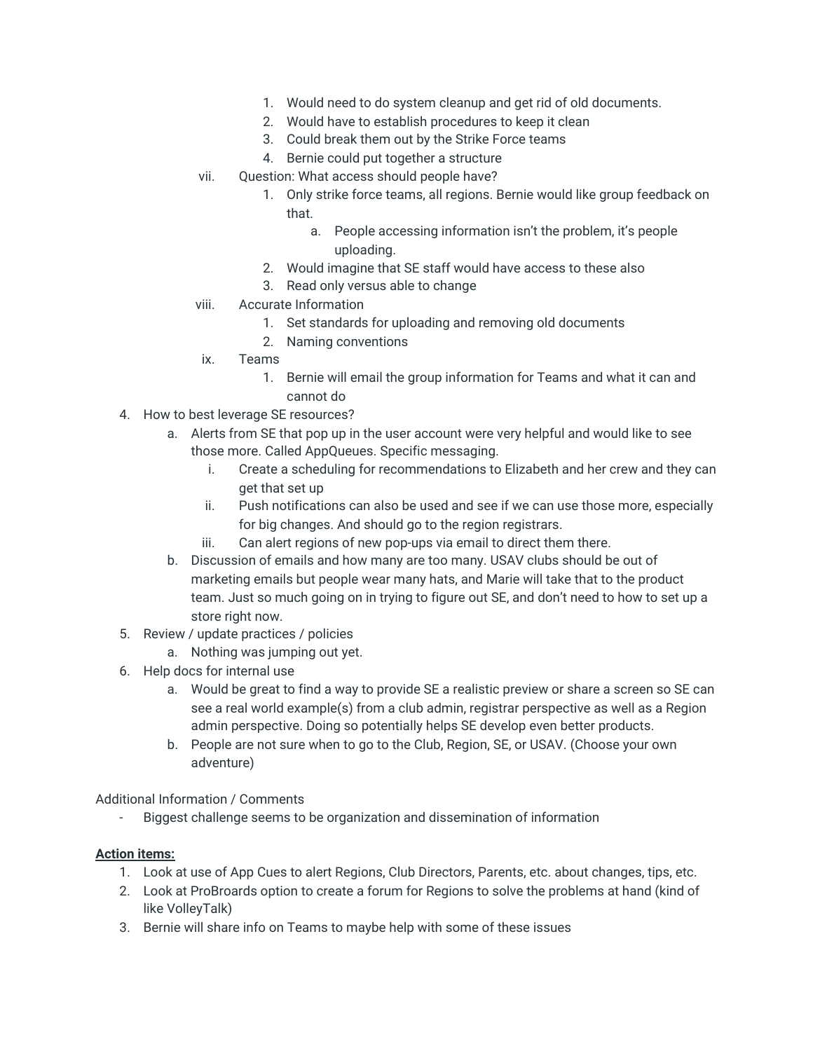1. Would need to do system cleanup and get rid of old documents.
            2. Would have to establish procedures to keep it clean
            3. Could break them out by the Strike Force teams
            4. Bernie could put together a structure
        vii. Question: What access should people have?
            1. Only strike force teams, all regions. Bernie would like group feedback on that.
                a. People accessing information isn't the problem, it's people uploading.
            2. Would imagine that SE staff would have access to these also
            3. Read only versus able to change
        viii. Accurate Information
            1. Set standards for uploading and removing old documents
            2. Naming conventions
        ix. Teams
            1. Bernie will email the group information for Teams and what it can and cannot do

4. How to best leverage SE resources?
    a. Alerts from SE that pop up in the user account were very helpful and would like to see those more. Called AppQueues. Specific messaging.
        i. Create a scheduling for recommendations to Elizabeth and her crew and they can get that set up
        ii. Push notifications can also be used and see if we can use those more, especially for big changes. And should go to the region registrars.
        iii. Can alert regions of new pop-ups via email to direct them there.
    b. Discussion of emails and how many are too many. USAV clubs should be out of marketing emails but people wear many hats, and Marie will take that to the product team. Just so much going on in trying to figure out SE, and don't need to how to set up a store right now.
5. Review / update practices / policies
    a. Nothing was jumping out yet.
6. Help docs for internal use
    a. Would be great to find a way to provide SE a realistic preview or share a screen so SE can see a real world example(s) from a club admin, registrar perspective as well as a Region admin perspective. Doing so potentially helps SE develop even better products.
    b. People are not sure when to go to the Club, Region, SE, or USAV. (Choose your own adventure)

Additional Information / Comments

- Biggest challenge seems to be organization and dissemination of information

**Action items:**

1. Look at use of App Cues to alert Regions, Club Directors, Parents, etc. about changes, tips, etc.
2. Look at ProBroards option to create a forum for Regions to solve the problems at hand (kind of like VolleyTalk)
3. Bernie will share info on Teams to maybe help with some of these issues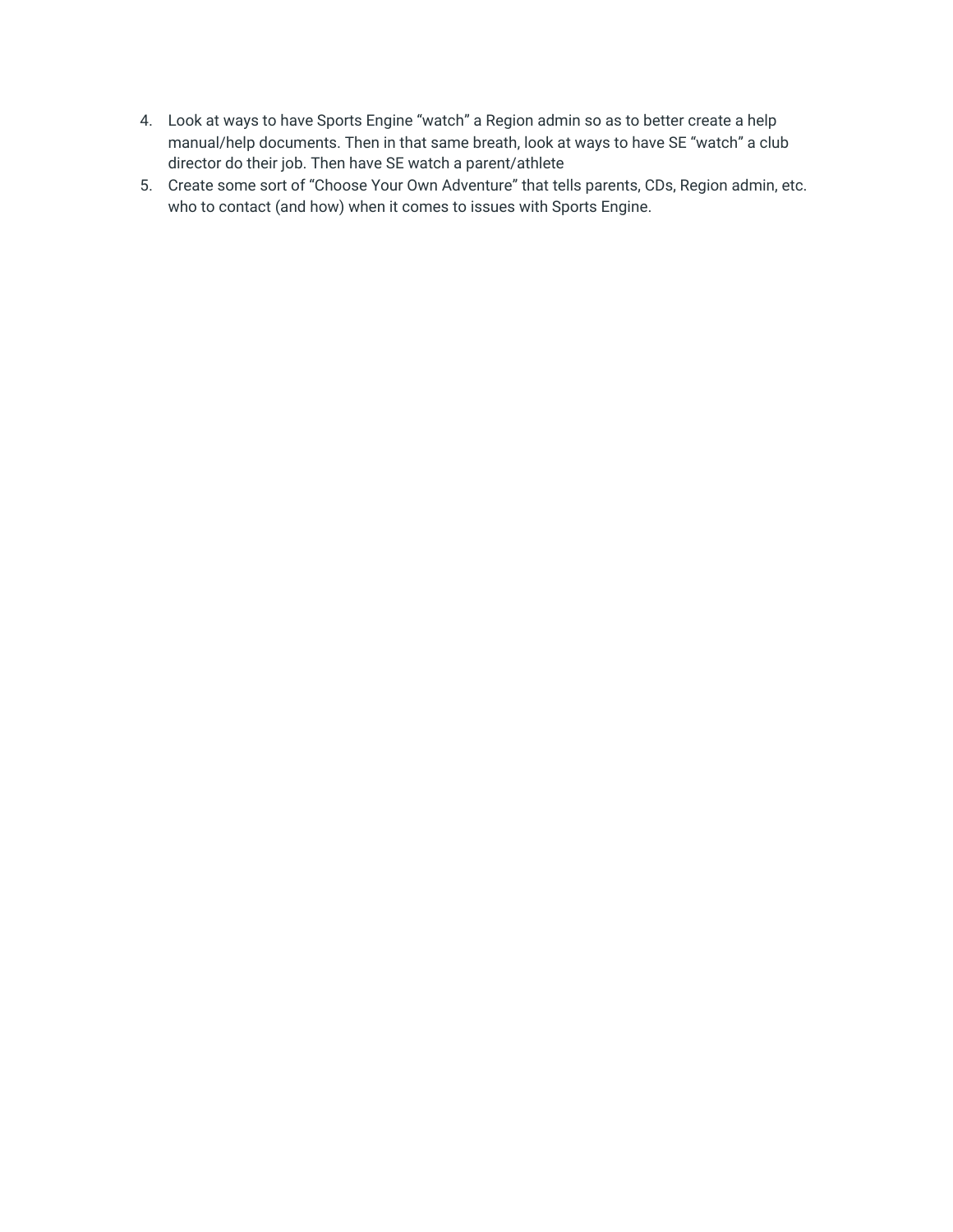4. Look at ways to have Sports Engine “watch” a Region admin so as to better create a help manual/help documents. Then in that same breath, look at ways to have SE “watch” a club director do their job. Then have SE watch a parent/athlete
5. Create some sort of “Choose Your Own Adventure” that tells parents, CDs, Region admin, etc. who to contact (and how) when it comes to issues with Sports Engine.